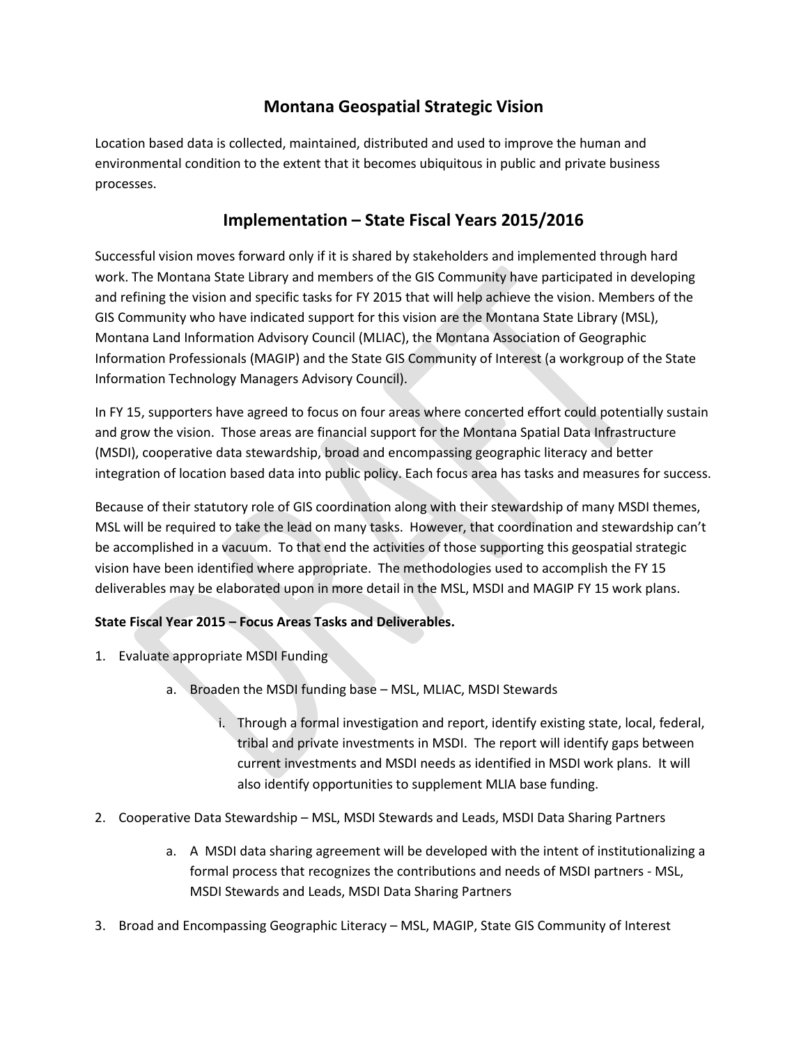# Montana Geospatial Strategic Vision

Location based data is collected, maintained, distributed and used to improve the human and environmental condition to the extent that it becomes ubiquitous in public and private business processes.

## Implementation – State Fiscal Years 2015/2016

Successful vision moves forward only if it is shared by stakeholders and implemented through hard work. The Montana State Library and members of the GIS Community have participated in developing and refining the vision and specific tasks for FY 2015 that will help achieve the vision. Members of the GIS Community who have indicated support for this vision are the Montana State Library (MSL), Montana Land Information Advisory Council (MLIAC), the Montana Association of Geographic Information Professionals (MAGIP) and the State GIS Community of Interest (a workgroup of the State Information Technology Managers Advisory Council).

In FY 15, supporters have agreed to focus on four areas where concerted effort could potentially sustain and grow the vision. Those areas are financial support for the Montana Spatial Data Infrastructure (MSDI), cooperative data stewardship, broad and encompassing geographic literacy and better integration of location based data into public policy. Each focus area has tasks and measures for success.

Because of their statutory role of GIS coordination along with their stewardship of many MSDI themes, MSL will be required to take the lead on many tasks. However, that coordination and stewardship can't be accomplished in a vacuum. To that end the activities of those supporting this geospatial strategic vision have been identified where appropriate. The methodologies used to accomplish the FY 15 deliverables may be elaborated upon in more detail in the MSL, MSDI and MAGIP FY 15 work plans.

**State Fiscal Year 2015 – Focus Areas Tasks and Deliverables.**

1. Evaluate appropriate MSDI Funding
   a. Broaden the MSDI funding base – MSL, MLIAC, MSDI Stewards
      i. Through a formal investigation and report, identify existing state, local, federal, tribal and private investments in MSDI. The report will identify gaps between current investments and MSDI needs as identified in MSDI work plans. It will also identify opportunities to supplement MLIA base funding.
2. Cooperative Data Stewardship – MSL, MSDI Stewards and Leads, MSDI Data Sharing Partners
   a. A MSDI data sharing agreement will be developed with the intent of institutionalizing a formal process that recognizes the contributions and needs of MSDI partners - MSL, MSDI Stewards and Leads, MSDI Data Sharing Partners
3. Broad and Encompassing Geographic Literacy – MSL, MAGIP, State GIS Community of Interest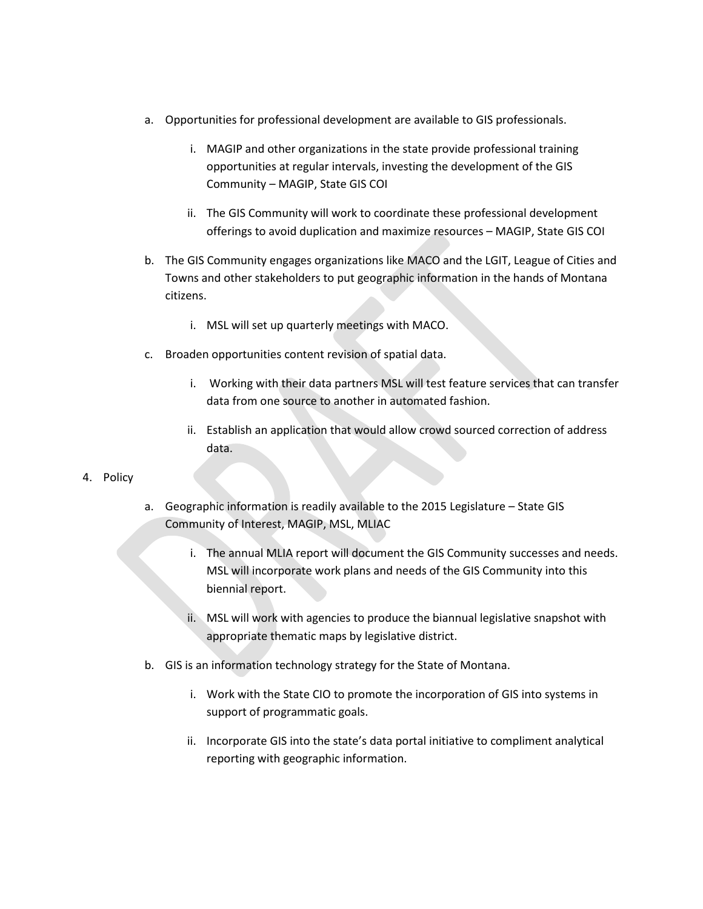a. Opportunities for professional development are available to GIS professionals.

      i. MAGIP and other organizations in the state provide professional training opportunities at regular intervals, investing the development of the GIS Community – MAGIP, State GIS COI

      ii. The GIS Community will work to coordinate these professional development offerings to avoid duplication and maximize resources – MAGIP, State GIS COI

   b. The GIS Community engages organizations like MACO and the LGIT, League of Cities and Towns and other stakeholders to put geographic information in the hands of Montana citizens.

      i. MSL will set up quarterly meetings with MACO.

   c. Broaden opportunities content revision of spatial data.

      i. Working with their data partners MSL will test feature services that can transfer data from one source to another in automated fashion.

      ii. Establish an application that would allow crowd sourced correction of address data.

4. Policy

   a. Geographic information is readily available to the 2015 Legislature – State GIS Community of Interest, MAGIP, MSL, MLIAC

      i. The annual MLIA report will document the GIS Community successes and needs. MSL will incorporate work plans and needs of the GIS Community into this biennial report.

      ii. MSL will work with agencies to produce the biannual legislative snapshot with appropriate thematic maps by legislative district.

   b. GIS is an information technology strategy for the State of Montana.

      i. Work with the State CIO to promote the incorporation of GIS into systems in support of programmatic goals.

      ii. Incorporate GIS into the state's data portal initiative to compliment analytical reporting with geographic information.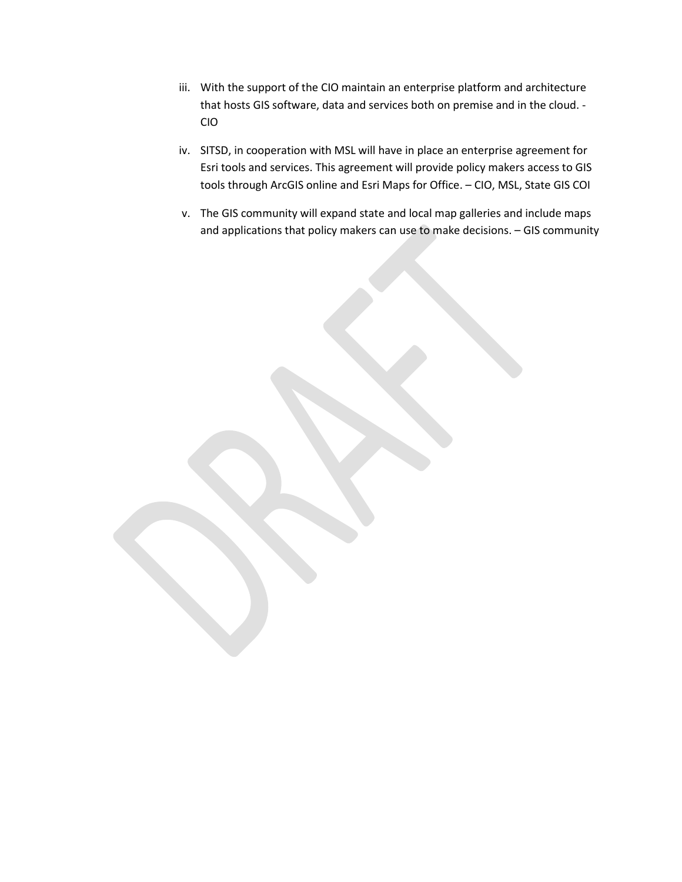iii. With the support of the CIO maintain an enterprise platform and architecture that hosts GIS software, data and services both on premise and in the cloud. - CIO

iv. SITSD, in cooperation with MSL will have in place an enterprise agreement for Esri tools and services. This agreement will provide policy makers access to GIS tools through ArcGIS online and Esri Maps for Office. – CIO, MSL, State GIS COI

v. The GIS community will expand state and local map galleries and include maps and applications that policy makers can use to make decisions. – GIS community